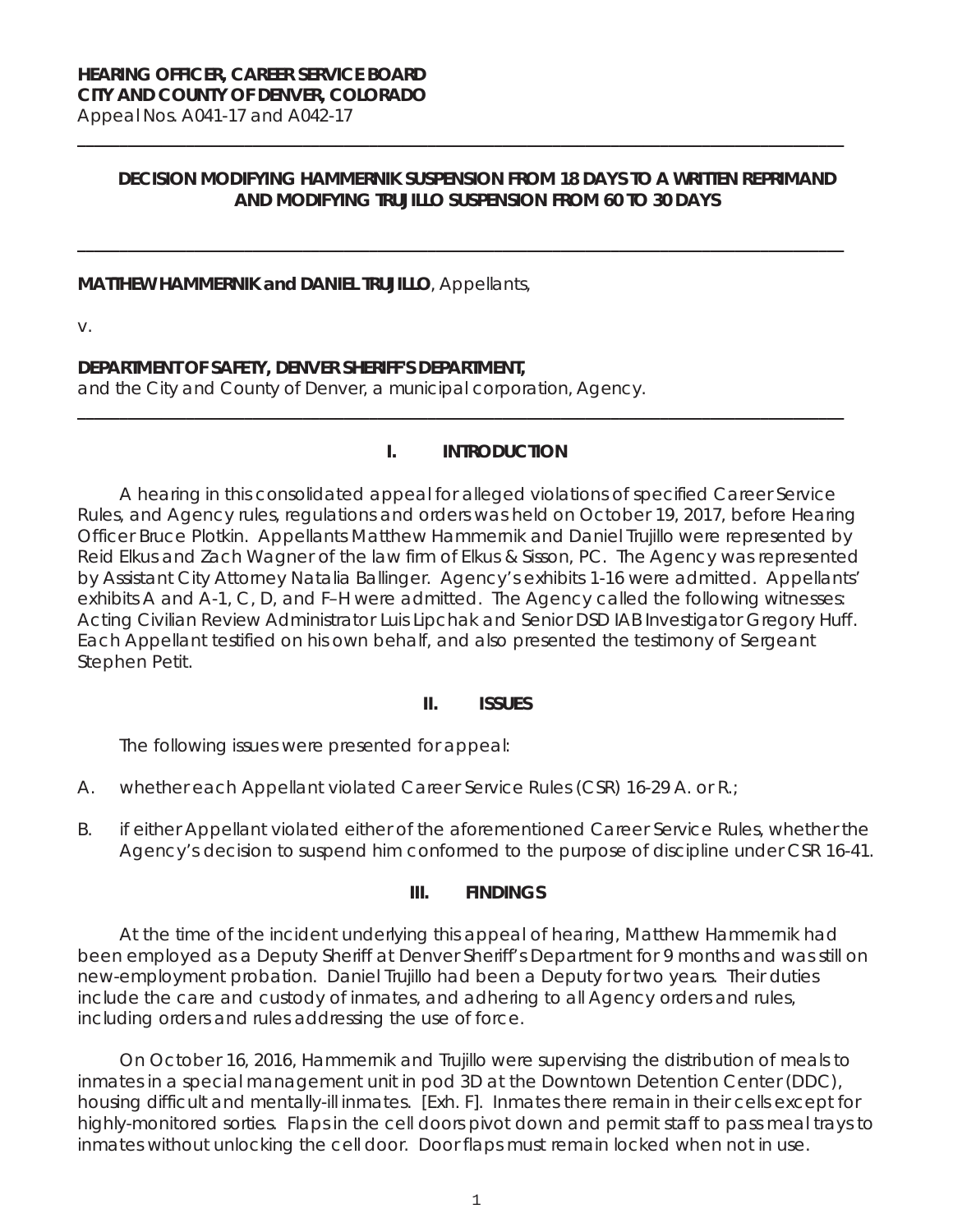**HEARING OFFICER, CAREER SERVICE BOARD**
**CITY AND COUNTY OF DENVER, COLORADO**
Appeal Nos. A041-17 and A042-17

---

**DECISION MODIFYING HAMMERNIK SUSPENSION FROM 18 DAYS TO A WRITTEN REPRIMAND AND MODIFYING TRUJILLO SUSPENSION FROM 60 TO 30 DAYS**

---

**MATTHEW HAMMERNIK and DANIEL TRUJILLO**, Appellants,

v.

**DEPARTMENT OF SAFETY, DENVER SHERIFF'S DEPARTMENT,**
and the City and County of Denver, a municipal corporation, Agency.

---

## I. INTRODUCTION

A hearing in this consolidated appeal for alleged violations of specified Career Service Rules, and Agency rules, regulations and orders was held on October 19, 2017, before Hearing Officer Bruce Plotkin. Appellants Matthew Hammernik and Daniel Trujillo were represented by Reid Elkus and Zach Wagner of the law firm of Elkus & Sisson, PC. The Agency was represented by Assistant City Attorney Natalia Ballinger. Agency's exhibits 1-16 were admitted. Appellants' exhibits A and A-1, C, D, and F–H were admitted. The Agency called the following witnesses: Acting Civilian Review Administrator Luis Lipchak and Senior DSD IAB Investigator Gregory Huff. Each Appellant testified on his own behalf, and also presented the testimony of Sergeant Stephen Petit.

## II. ISSUES

The following issues were presented for appeal:

A. whether each Appellant violated Career Service Rules (CSR) 16-29 A. or R.;

B. if either Appellant violated either of the aforementioned Career Service Rules, whether the Agency's decision to suspend him conformed to the purpose of discipline under CSR 16-41.

## III. FINDINGS

At the time of the incident underlying this appeal of hearing, Matthew Hammernik had been employed as a Deputy Sheriff at Denver Sheriff's Department for 9 months and was still on new-employment probation. Daniel Trujillo had been a Deputy for two years. Their duties include the care and custody of inmates, and adhering to all Agency orders and rules, including orders and rules addressing the use of force.

On October 16, 2016, Hammernik and Trujillo were supervising the distribution of meals to inmates in a special management unit in pod 3D at the Downtown Detention Center (DDC), housing difficult and mentally-ill inmates. [Exh. F]. Inmates there remain in their cells except for highly-monitored sorties. Flaps in the cell doors pivot down and permit staff to pass meal trays to inmates without unlocking the cell door. Door flaps must remain locked when not in use.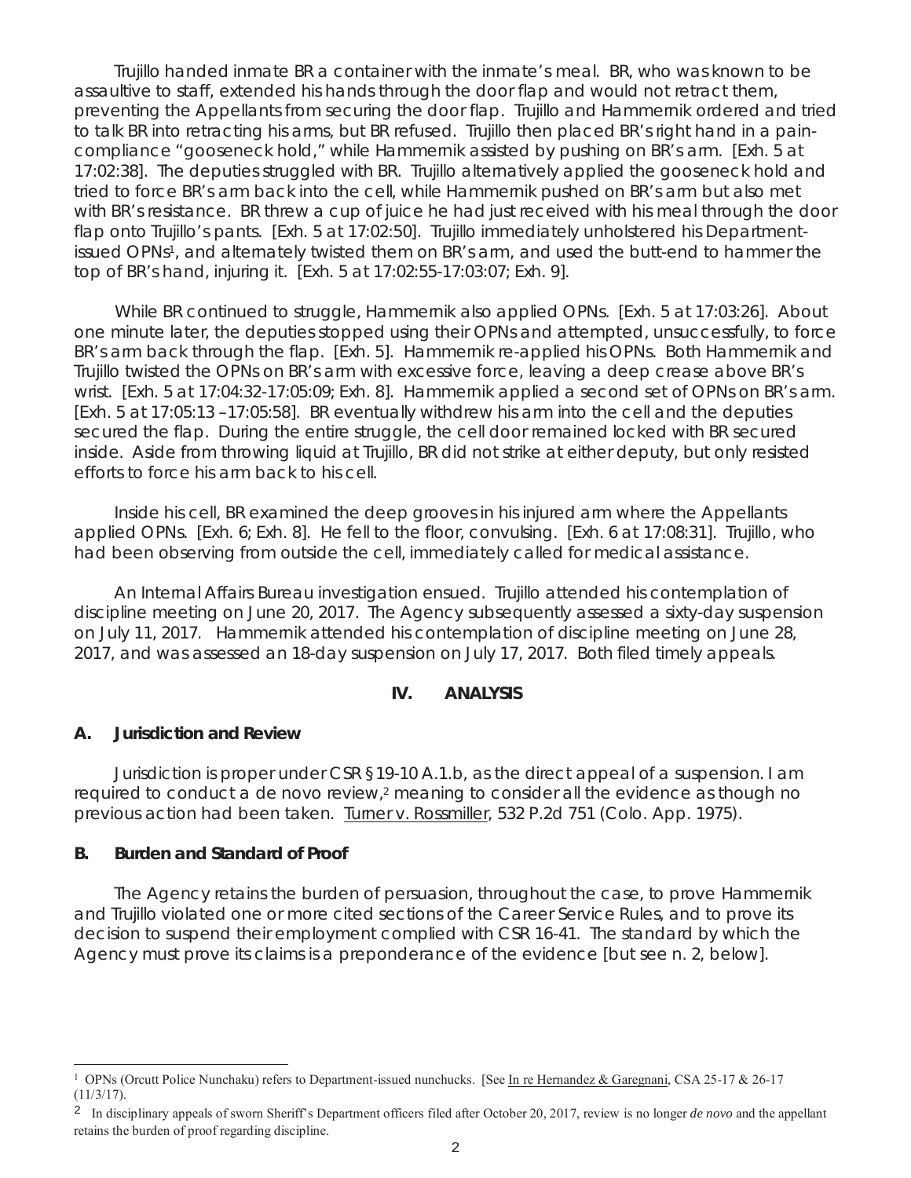Trujillo handed inmate BR a container with the inmate's meal. BR, who was known to be assaultive to staff, extended his hands through the door flap and would not retract them, preventing the Appellants from securing the door flap. Trujillo and Hammernik ordered and tried to talk BR into retracting his arms, but BR refused. Trujillo then placed BR's right hand in a pain-compliance "gooseneck hold," while Hammernik assisted by pushing on BR's arm. [Exh. 5 at 17:02:38]. The deputies struggled with BR. Trujillo alternatively applied the gooseneck hold and tried to force BR's arm back into the cell, while Hammernik pushed on BR's arm but also met with BR's resistance. BR threw a cup of juice he had just received with his meal through the door flap onto Trujillo's pants. [Exh. 5 at 17:02:50]. Trujillo immediately unholstered his Department-issued OPNs[1], and alternately twisted them on BR's arm, and used the butt-end to hammer the top of BR's hand, injuring it. [Exh. 5 at 17:02:55-17:03:07; Exh. 9].

While BR continued to struggle, Hammernik also applied OPNs. [Exh. 5 at 17:03:26]. About one minute later, the deputies stopped using their OPNs and attempted, unsuccessfully, to force BR's arm back through the flap. [Exh. 5]. Hammernik re-applied his OPNs. Both Hammernik and Trujillo twisted the OPNs on BR's arm with excessive force, leaving a deep crease above BR's wrist. [Exh. 5 at 17:04:32-17:05:09; Exh. 8]. Hammernik applied a second set of OPNs on BR's arm. [Exh. 5 at 17:05:13 –17:05:58]. BR eventually withdrew his arm into the cell and the deputies secured the flap. During the entire struggle, the cell door remained locked with BR secured inside. Aside from throwing liquid at Trujillo, BR did not strike at either deputy, but only resisted efforts to force his arm back to his cell.

Inside his cell, BR examined the deep grooves in his injured arm where the Appellants applied OPNs. [Exh. 6; Exh. 8]. He fell to the floor, convulsing. [Exh. 6 at 17:08:31]. Trujillo, who had been observing from outside the cell, immediately called for medical assistance.

An Internal Affairs Bureau investigation ensued. Trujillo attended his contemplation of discipline meeting on June 20, 2017. The Agency subsequently assessed a sixty-day suspension on July 11, 2017. Hammernik attended his contemplation of discipline meeting on June 28, 2017, and was assessed an 18-day suspension on July 17, 2017. Both filed timely appeals.

## IV. ANALYSIS

### A. Jurisdiction and Review

Jurisdiction is proper under CSR § 19-10 A.1.b, as the direct appeal of a suspension. I am required to conduct a de novo review,[2] meaning to consider all the evidence as though no previous action had been taken. Turner v. Rossmiller, 532 P.2d 751 (Colo. App. 1975).

### B. Burden and Standard of Proof

The Agency retains the burden of persuasion, throughout the case, to prove Hammernik and Trujillo violated one or more cited sections of the Career Service Rules, and to prove its decision to suspend their employment complied with CSR 16-41. The standard by which the Agency must prove its claims is a preponderance of the evidence [but see n. 2, below].

---

[1] OPNs (Orcutt Police Nunchaku) refers to Department-issued nunchucks. [See In re Hernandez & Garegnani, CSA 25-17 & 26-17 (11/3/17).

[2] In disciplinary appeals of sworn Sheriff's Department officers filed after October 20, 2017, review is no longer *de novo* and the appellant retains the burden of proof regarding discipline.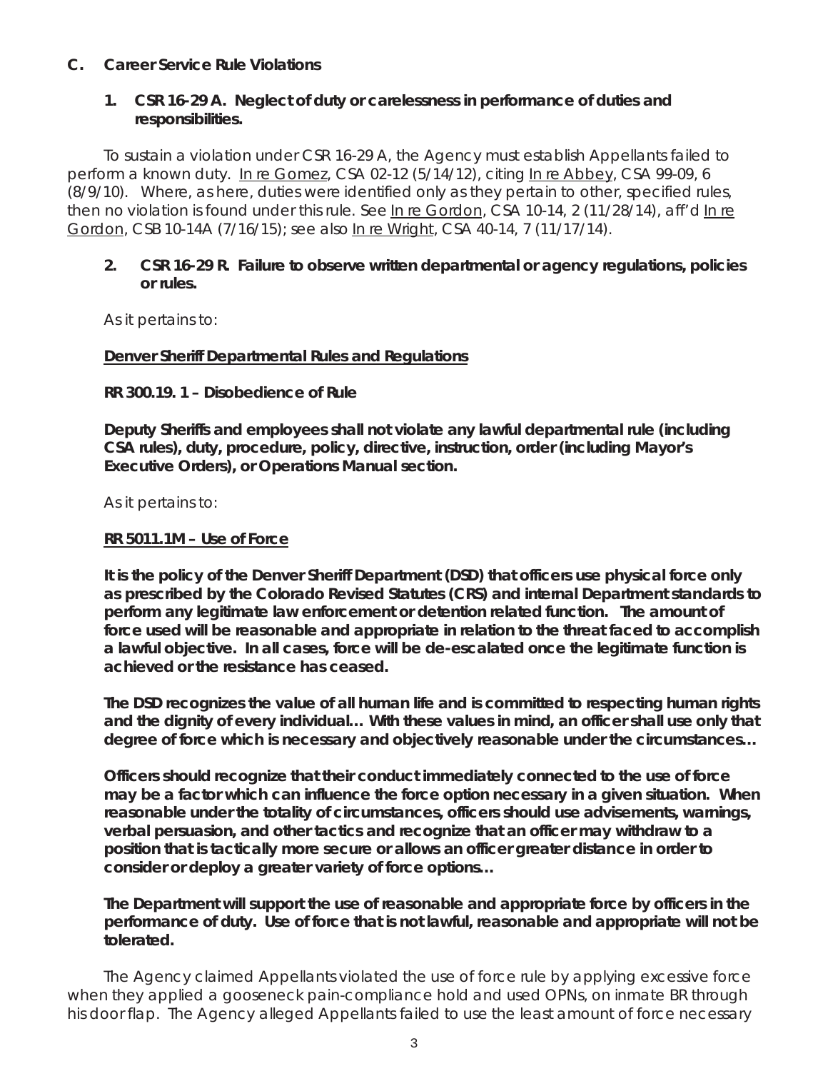## C. Career Service Rule Violations

### 1. CSR 16-29 A. Neglect of duty or carelessness in performance of duties and responsibilities.

To sustain a violation under CSR 16-29 A, the Agency must establish Appellants failed to perform a known duty. In re Gomez, CSA 02-12 (5/14/12), citing In re Abbey, CSA 99-09, 6 (8/9/10). Where, as here, duties were identified only as they pertain to other, specified rules, then no violation is found under this rule. See In re Gordon, CSA 10-14, 2 (11/28/14), aff'd In re Gordon, CSB 10-14A (7/16/15); see also In re Wright, CSA 40-14, 7 (11/17/14).

### 2. CSR 16-29 R. Failure to observe written departmental or agency regulations, policies or rules.

As it pertains to:

**Denver Sheriff Departmental Rules and Regulations**

**RR 300.19. 1 – Disobedience of Rule**

**Deputy Sheriffs and employees shall not violate any lawful departmental rule (including CSA rules), duty, procedure, policy, directive, instruction, order (including Mayor's Executive Orders), or Operations Manual section.**

As it pertains to:

**RR 5011.1M – Use of Force**

**It is the policy of the Denver Sheriff Department (DSD) that officers use physical force only as prescribed by the Colorado Revised Statutes (CRS) and internal Department standards to perform any legitimate law enforcement or detention related function. The amount of force used will be reasonable and appropriate in relation to the threat faced to accomplish a lawful objective. In all cases, force will be de-escalated once the legitimate function is achieved or the resistance has ceased.**

**The DSD recognizes the value of all human life and is committed to respecting human rights and the dignity of every individual… With these values in mind, an officer shall use only that degree of force which is necessary and objectively reasonable under the circumstances…**

**Officers should recognize that their conduct immediately connected to the use of force may be a factor which can influence the force option necessary in a given situation. When reasonable under the totality of circumstances, officers should use advisements, warnings, verbal persuasion, and other tactics and recognize that an officer may withdraw to a position that is tactically more secure or allows an officer greater distance in order to consider or deploy a greater variety of force options…**

**The Department will support the use of reasonable and appropriate force by officers in the performance of duty. Use of force that is not lawful, reasonable and appropriate will not be tolerated.**

The Agency claimed Appellants violated the use of force rule by applying excessive force when they applied a gooseneck pain-compliance hold and used OPNs, on inmate BR through his door flap. The Agency alleged Appellants failed to use the least amount of force necessary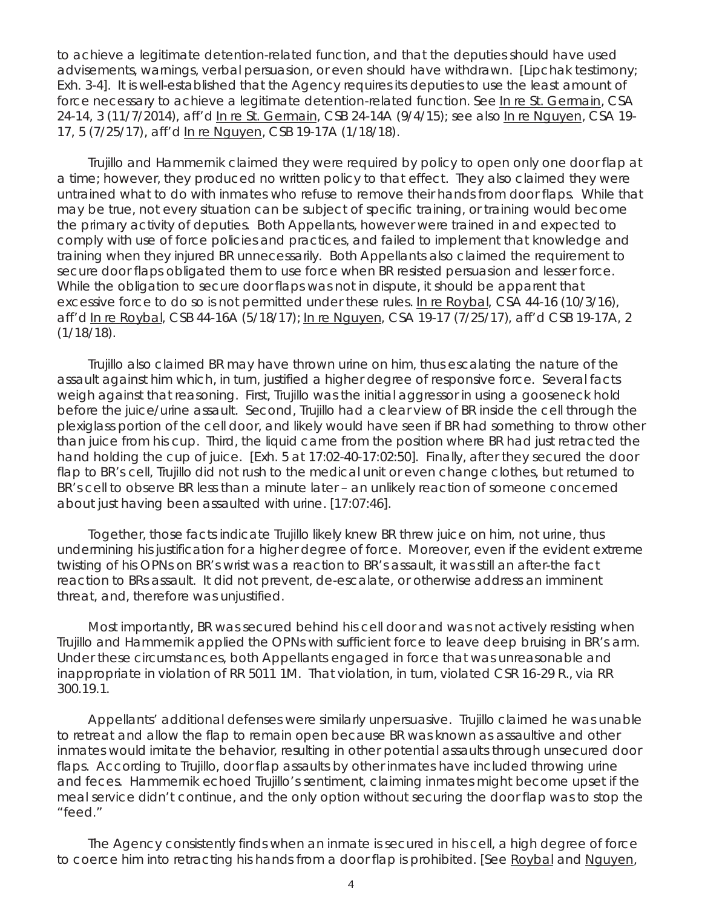to achieve a legitimate detention-related function, and that the deputies should have used advisements, warnings, verbal persuasion, or even should have withdrawn. [Lipchak testimony; Exh. 3-4]. It is well-established that the Agency requires its deputies to use the least amount of force necessary to achieve a legitimate detention-related function. See In re St. Germain, CSA 24-14, 3 (11/7/2014), aff'd In re St. Germain, CSB 24-14A (9/4/15); see also In re Nguyen, CSA 19-17, 5 (7/25/17), aff'd In re Nguyen, CSB 19-17A (1/18/18).

Trujillo and Hammernik claimed they were required by policy to open only one door flap at a time; however, they produced no written policy to that effect. They also claimed they were untrained what to do with inmates who refuse to remove their hands from door flaps. While that may be true, not every situation can be subject of specific training, or training would become the primary activity of deputies. Both Appellants, however were trained in and expected to comply with use of force policies and practices, and failed to implement that knowledge and training when they injured BR unnecessarily. Both Appellants also claimed the requirement to secure door flaps obligated them to use force when BR resisted persuasion and lesser force. While the obligation to secure door flaps was not in dispute, it should be apparent that excessive force to do so is not permitted under these rules. In re Roybal, CSA 44-16 (10/3/16), aff'd In re Roybal, CSB 44-16A (5/18/17); In re Nguyen, CSA 19-17 (7/25/17), aff'd CSB 19-17A, 2 (1/18/18).

Trujillo also claimed BR may have thrown urine on him, thus escalating the nature of the assault against him which, in turn, justified a higher degree of responsive force. Several facts weigh against that reasoning. First, Trujillo was the initial aggressor in using a gooseneck hold before the juice/urine assault. Second, Trujillo had a clear view of BR inside the cell through the plexiglass portion of the cell door, and likely would have seen if BR had something to throw other than juice from his cup. Third, the liquid came from the position where BR had just retracted the hand holding the cup of juice. [Exh. 5 at 17:02-40-17:02:50]. Finally, after they secured the door flap to BR's cell, Trujillo did not rush to the medical unit or even change clothes, but returned to BR's cell to observe BR less than a minute later – an unlikely reaction of someone concerned about just having been assaulted with urine. [17:07:46].

Together, those facts indicate Trujillo likely knew BR threw juice on him, not urine, thus undermining his justification for a higher degree of force. Moreover, even if the evident extreme twisting of his OPNs on BR's wrist was a reaction to BR's assault, it was still an after-the fact reaction to BRs assault. It did not prevent, de-escalate, or otherwise address an imminent threat, and, therefore was unjustified.

Most importantly, BR was secured behind his cell door and was not actively resisting when Trujillo and Hammernik applied the OPNs with sufficient force to leave deep bruising in BR's arm. Under these circumstances, both Appellants engaged in force that was unreasonable and inappropriate in violation of RR 5011 1M. That violation, in turn, violated CSR 16-29 R., via RR 300.19.1.

Appellants' additional defenses were similarly unpersuasive. Trujillo claimed he was unable to retreat and allow the flap to remain open because BR was known as assaultive and other inmates would imitate the behavior, resulting in other potential assaults through unsecured door flaps. According to Trujillo, door flap assaults by other inmates have included throwing urine and feces. Hammernik echoed Trujillo's sentiment, claiming inmates might become upset if the meal service didn't continue, and the only option without securing the door flap was to stop the "feed."

The Agency consistently finds when an inmate is secured in his cell, a high degree of force to coerce him into retracting his hands from a door flap is prohibited. [See Roybal and Nguyen,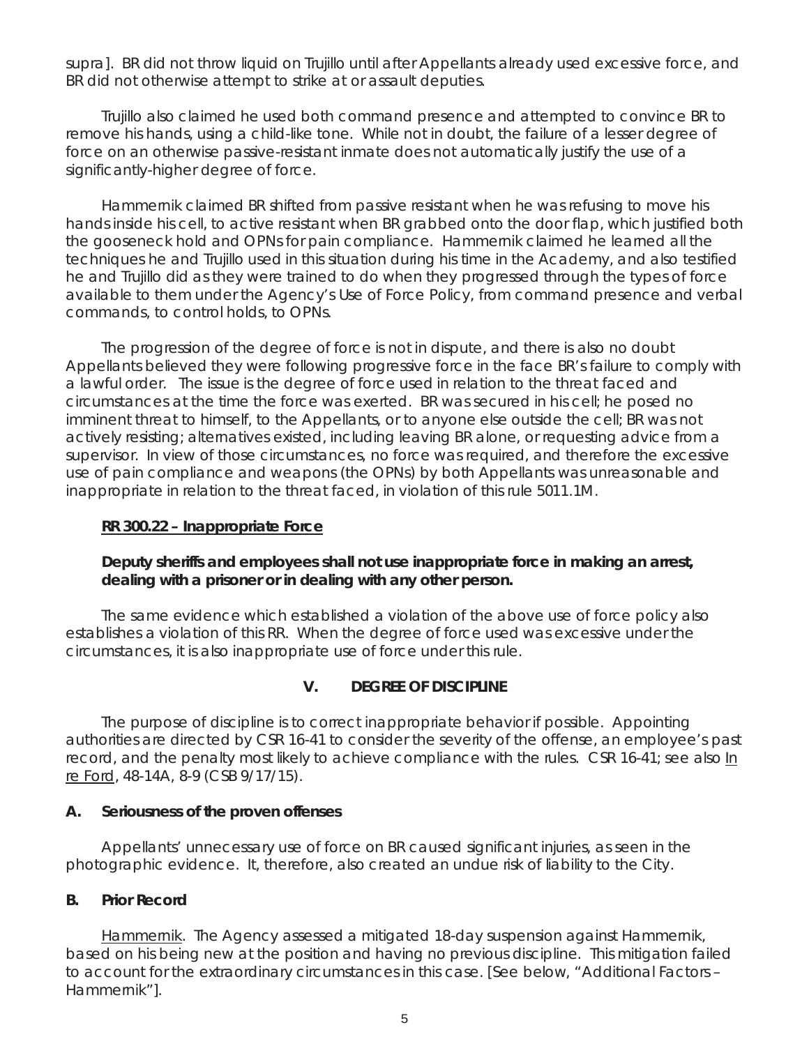supra]. BR did not throw liquid on Trujillo until after Appellants already used excessive force, and BR did not otherwise attempt to strike at or assault deputies.

Trujillo also claimed he used both command presence and attempted to convince BR to remove his hands, using a child-like tone. While not in doubt, the failure of a lesser degree of force on an otherwise passive-resistant inmate does not automatically justify the use of a significantly-higher degree of force.

Hammernik claimed BR shifted from passive resistant when he was refusing to move his hands inside his cell, to active resistant when BR grabbed onto the door flap, which justified both the gooseneck hold and OPNs for pain compliance. Hammernik claimed he learned all the techniques he and Trujillo used in this situation during his time in the Academy, and also testified he and Trujillo did as they were trained to do when they progressed through the types of force available to them under the Agency's Use of Force Policy, from command presence and verbal commands, to control holds, to OPNs.

The progression of the degree of force is not in dispute, and there is also no doubt Appellants believed they were following progressive force in the face BR's failure to comply with a lawful order. The issue is the degree of force used in relation to the threat faced and circumstances at the time the force was exerted. BR was secured in his cell; he posed no imminent threat to himself, to the Appellants, or to anyone else outside the cell; BR was not actively resisting; alternatives existed, including leaving BR alone, or requesting advice from a supervisor. In view of those circumstances, no force was required, and therefore the excessive use of pain compliance and weapons (the OPNs) by both Appellants was unreasonable and inappropriate in relation to the threat faced, in violation of this rule 5011.1M.

**RR 300.22 – Inappropriate Force**

**Deputy sheriffs and employees shall not use inappropriate force in making an arrest, dealing with a prisoner or in dealing with any other person.**

The same evidence which established a violation of the above use of force policy also establishes a violation of this RR. When the degree of force used was excessive under the circumstances, it is also inappropriate use of force under this rule.

## V. DEGREE OF DISCIPLINE

The purpose of discipline is to correct inappropriate behavior if possible. Appointing authorities are directed by CSR 16-41 to consider the severity of the offense, an employee's past record, and the penalty most likely to achieve compliance with the rules. CSR 16-41; see also In re Ford, 48-14A, 8-9 (CSB 9/17/15).

### A. Seriousness of the proven offenses

Appellants' unnecessary use of force on BR caused significant injuries, as seen in the photographic evidence. It, therefore, also created an undue risk of liability to the City.

### B. Prior Record

Hammernik. The Agency assessed a mitigated 18-day suspension against Hammernik, based on his being new at the position and having no previous discipline. This mitigation failed to account for the extraordinary circumstances in this case. [See below, "Additional Factors – Hammernik"].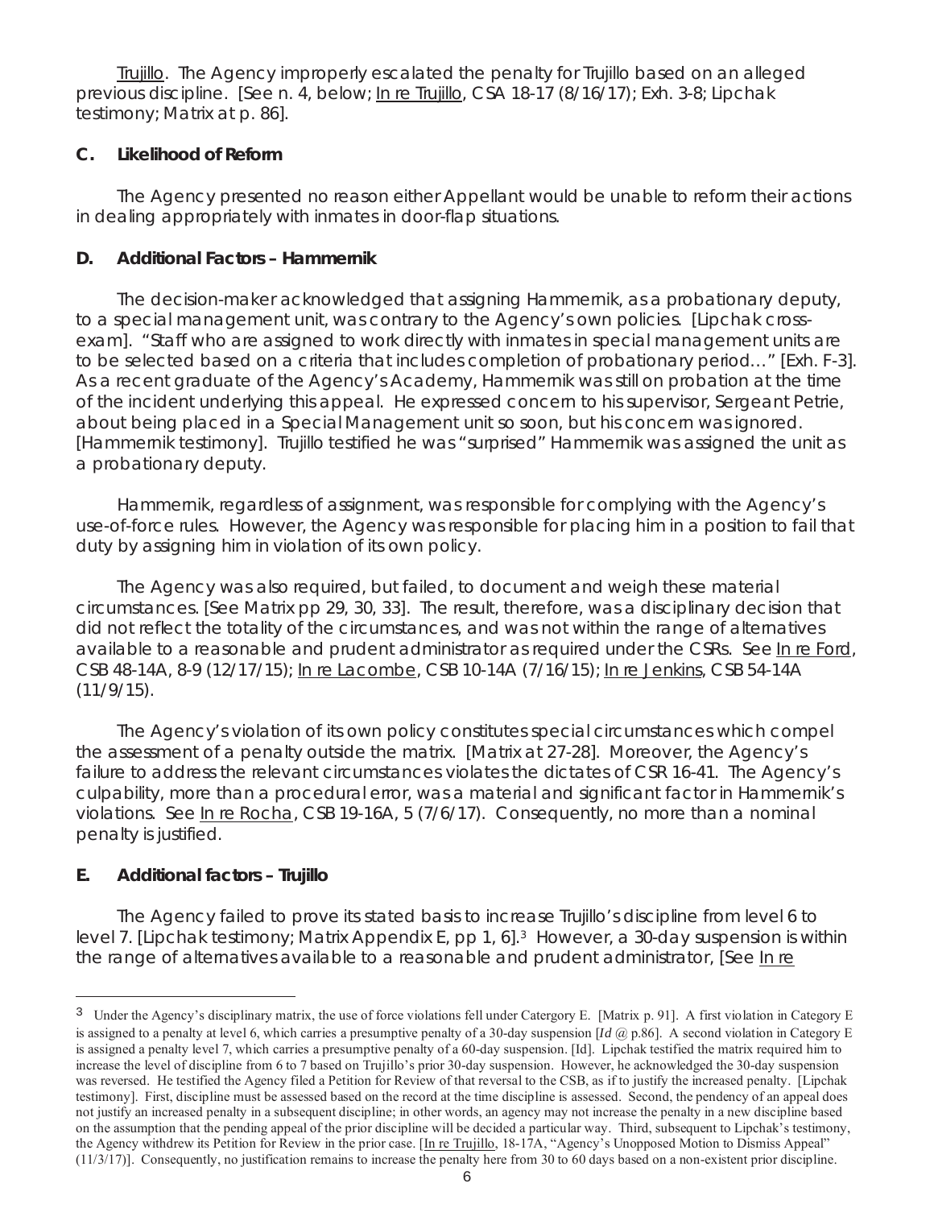Trujillo. The Agency improperly escalated the penalty for Trujillo based on an alleged previous discipline. [See n. 4, below; In re Trujillo, CSA 18-17 (8/16/17); Exh. 3-8; Lipchak testimony; Matrix at p. 86].

### C. Likelihood of Reform

The Agency presented no reason either Appellant would be unable to reform their actions in dealing appropriately with inmates in door-flap situations.

### D. Additional Factors – Hammernik

The decision-maker acknowledged that assigning Hammernik, as a probationary deputy, to a special management unit, was contrary to the Agency's own policies. [Lipchak cross-exam]. "Staff who are assigned to work directly with inmates in special management units are to be selected based on a criteria that includes completion of probationary period…" [Exh. F-3]. As a recent graduate of the Agency's Academy, Hammernik was still on probation at the time of the incident underlying this appeal. He expressed concern to his supervisor, Sergeant Petrie, about being placed in a Special Management unit so soon, but his concern was ignored. [Hammernik testimony]. Trujillo testified he was "surprised" Hammernik was assigned the unit as a probationary deputy.

Hammernik, regardless of assignment, was responsible for complying with the Agency's use-of-force rules. However, the Agency was responsible for placing him in a position to fail that duty by assigning him in violation of its own policy.

The Agency was also required, but failed, to document and weigh these material circumstances. [See Matrix pp 29, 30, 33]. The result, therefore, was a disciplinary decision that did not reflect the totality of the circumstances, and was not within the range of alternatives available to a reasonable and prudent administrator as required under the CSRs. See In re Ford, CSB 48-14A, 8-9 (12/17/15); In re Lacombe, CSB 10-14A (7/16/15); In re Jenkins, CSB 54-14A (11/9/15).

The Agency's violation of its own policy constitutes special circumstances which compel the assessment of a penalty outside the matrix. [Matrix at 27-28]. Moreover, the Agency's failure to address the relevant circumstances violates the dictates of CSR 16-41. The Agency's culpability, more than a procedural error, was a material and significant factor in Hammernik's violations. See In re Rocha, CSB 19-16A, 5 (7/6/17). Consequently, no more than a nominal penalty is justified.

### E. Additional factors – Trujillo

The Agency failed to prove its stated basis to increase Trujillo's discipline from level 6 to level 7. [Lipchak testimony; Matrix Appendix E, pp 1, 6].[3] However, a 30-day suspension is within the range of alternatives available to a reasonable and prudent administrator, [See In re

---

[3] Under the Agency's disciplinary matrix, the use of force violations fell under Catergory E. [Matrix p. 91]. A first violation in Category E is assigned to a penalty at level 6, which carries a presumptive penalty of a 30-day suspension [*Id* @ p.86]. A second violation in Category E is assigned a penalty level 7, which carries a presumptive penalty of a 60-day suspension. [Id]. Lipchak testified the matrix required him to increase the level of discipline from 6 to 7 based on Trujillo's prior 30-day suspension. However, he acknowledged the 30-day suspension was reversed. He testified the Agency filed a Petition for Review of that reversal to the CSB, as if to justify the increased penalty. [Lipchak testimony]. First, discipline must be assessed based on the record at the time discipline is assessed. Second, the pendency of an appeal does not justify an increased penalty in a subsequent discipline; in other words, an agency may not increase the penalty in a new discipline based on the assumption that the pending appeal of the prior discipline will be decided a particular way. Third, subsequent to Lipchak's testimony, the Agency withdrew its Petition for Review in the prior case. [In re Trujillo, 18-17A, "Agency's Unopposed Motion to Dismiss Appeal" (11/3/17)]. Consequently, no justification remains to increase the penalty here from 30 to 60 days based on a non-existent prior discipline.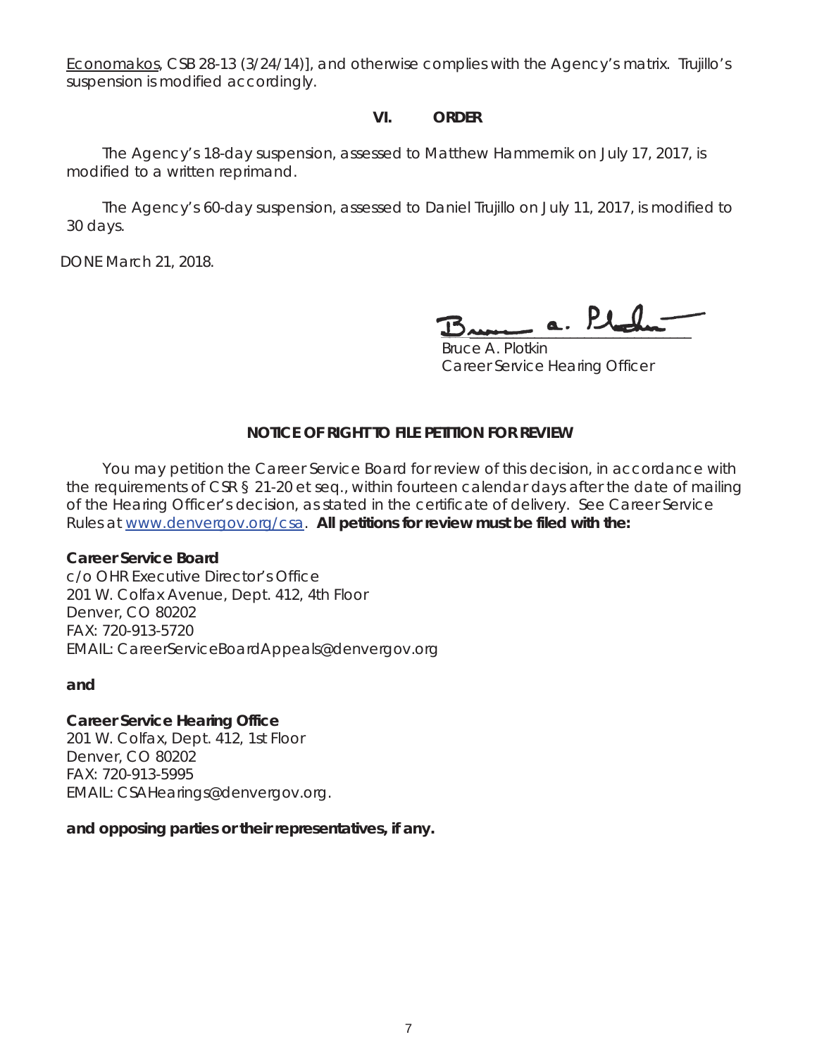Economakos, CSB 28-13 (3/24/14)], and otherwise complies with the Agency's matrix. Trujillo's suspension is modified accordingly.

## VI. ORDER

The Agency's 18-day suspension, assessed to Matthew Hammernik on July 17, 2017, is modified to a written reprimand.

The Agency's 60-day suspension, assessed to Daniel Trujillo on July 11, 2017, is modified to 30 days.

DONE March 21, 2018.

Bruce A. Plotkin
Career Service Hearing Officer

**NOTICE OF RIGHT TO FILE PETITION FOR REVIEW**

You may petition the Career Service Board for review of this decision, in accordance with the requirements of CSR § 21-20 et seq., within fourteen calendar days after the date of mailing of the Hearing Officer's decision, as stated in the certificate of delivery. See Career Service Rules at www.denvergov.org/csa. **All petitions for review must be filed with the:**

**Career Service Board**
c/o OHR Executive Director's Office
201 W. Colfax Avenue, Dept. 412, 4th Floor
Denver, CO 80202
FAX: 720-913-5720
EMAIL: CareerServiceBoardAppeals@denvergov.org

**and**

**Career Service Hearing Office**
201 W. Colfax, Dept. 412, 1st Floor
Denver, CO 80202
FAX: 720-913-5995
EMAIL: CSAHearings@denvergov.org.

**and opposing parties or their representatives, if any.**